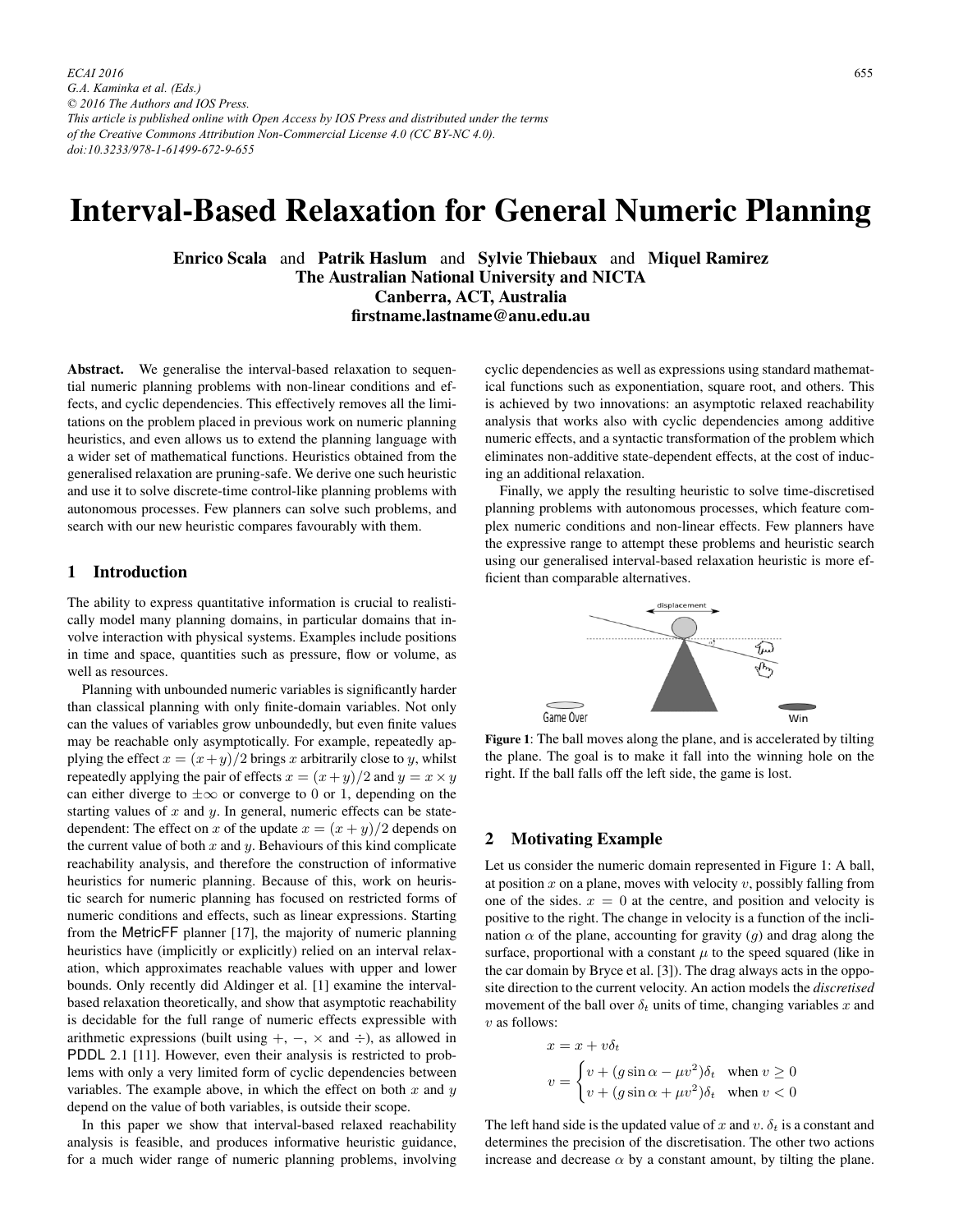# Interval-Based Relaxation for General Numeric Planning

**Enrico Scala** and **Patrik Haslum** and **Sylvie Thiebaux** and **Miquel Ramirez**
**The Australian National University and NICTA**
**Canberra, ACT, Australia**
**firstname.lastname@anu.edu.au**

**Abstract.** We generalise the interval-based relaxation to sequential numeric planning problems with non-linear conditions and effects, and cyclic dependencies. This effectively removes all the limitations on the problem placed in previous work on numeric planning heuristics, and even allows us to extend the planning language with a wider set of mathematical functions. Heuristics obtained from the generalised relaxation are pruning-safe. We derive one such heuristic and use it to solve discrete-time control-like planning problems with autonomous processes. Few planners can solve such problems, and search with our new heuristic compares favourably with them.

## 1 Introduction

The ability to express quantitative information is crucial to realistically model many planning domains, in particular domains that involve interaction with physical systems. Examples include positions in time and space, quantities such as pressure, flow or volume, as well as resources.

Planning with unbounded numeric variables is significantly harder than classical planning with only finite-domain variables. Not only can the values of variables grow unboundedly, but even finite values may be reachable only asymptotically. For example, repeatedly applying the effect $x = (x+y)/2$ brings $x$ arbitrarily close to $y$, whilst repeatedly applying the pair of effects $x = (x+y)/2$ and $y = x \times y$ can either diverge to $\pm\infty$ or converge to 0 or 1, depending on the starting values of $x$ and $y$. In general, numeric effects can be state-dependent: The effect on $x$ of the update $x = (x+y)/2$ depends on the current value of both $x$ and $y$. Behaviours of this kind complicate reachability analysis, and therefore the construction of informative heuristics for numeric planning. Because of this, work on heuristic search for numeric planning has focused on restricted forms of numeric conditions and effects, such as linear expressions. Starting from the MetricFF planner [17], the majority of numeric planning heuristics have (implicitly or explicitly) relied on an interval relaxation, which approximates reachable values with upper and lower bounds. Only recently did Aldinger et al. [1] examine the interval-based relaxation theoretically, and show that asymptotic reachability is decidable for the full range of numeric effects expressible with arithmetic expressions (built using $+$, $-$, $\times$ and $\div$), as allowed in PDDL 2.1 [11]. However, even their analysis is restricted to problems with only a very limited form of cyclic dependencies between variables. The example above, in which the effect on both $x$ and $y$ depend on the value of both variables, is outside their scope.

In this paper we show that interval-based relaxed reachability analysis is feasible, and produces informative heuristic guidance, for a much wider range of numeric planning problems, involving cyclic dependencies as well as expressions using standard mathematical functions such as exponentiation, square root, and others. This is achieved by two innovations: an asymptotic relaxed reachability analysis that works also with cyclic dependencies among additive numeric effects, and a syntactic transformation of the problem which eliminates non-additive state-dependent effects, at the cost of inducing an additional relaxation.

Finally, we apply the resulting heuristic to solve time-discretised planning problems with autonomous processes, which feature complex numeric conditions and non-linear effects. Few planners have the expressive range to attempt these problems and heuristic search using our generalised interval-based relaxation heuristic is more efficient than comparable alternatives.

**Figure 1**: The ball moves along the plane, and is accelerated by tilting the plane. The goal is to make it fall into the winning hole on the right. If the ball falls off the left side, the game is lost.

## 2 Motivating Example

Let us consider the numeric domain represented in Figure 1: A ball, at position $x$ on a plane, moves with velocity $v$, possibly falling from one of the sides. $x = 0$ at the centre, and position and velocity is positive to the right. The change in velocity is a function of the inclination $\alpha$ of the plane, accounting for gravity ($g$) and drag along the surface, proportional with a constant $\mu$ to the speed squared (like in the car domain by Bryce et al. [3]). The drag always acts in the opposite direction to the current velocity. An action models the *discretised* movement of the ball over $\delta_t$ units of time, changing variables $x$ and $v$ as follows:

$$x = x + v\delta_t$$

$$v = \begin{cases} v + (g \sin\alpha - \mu v^2)\delta_t & \text{when } v \geq 0 \\ v + (g \sin\alpha + \mu v^2)\delta_t & \text{when } v < 0 \end{cases}$$

The left hand side is the updated value of $x$ and $v$. $\delta_t$ is a constant and determines the precision of the discretisation. The other two actions increase and decrease $\alpha$ by a constant amount, by tilting the plane.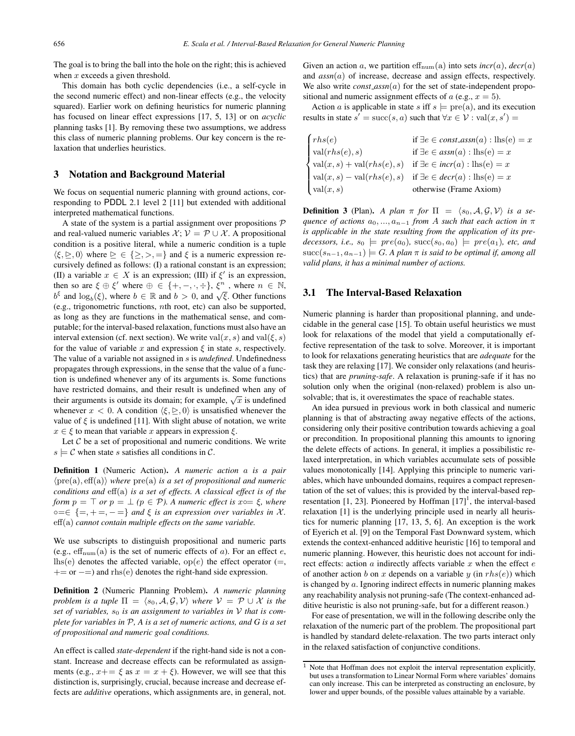The goal is to bring the ball into the hole on the right; this is achieved when $x$ exceeds a given threshold.

This domain has both cyclic dependencies (i.e., a self-cycle in the second numeric effect) and non-linear effects (e.g., the velocity squared). Earlier work on defining heuristics for numeric planning has focused on linear effect expressions [17, 5, 13] or on *acyclic* planning tasks [1]. By removing these two assumptions, we address this class of numeric planning problems. Our key concern is the relaxation that underlies heuristics.

## 3 Notation and Background Material

We focus on sequential numeric planning with ground actions, corresponding to PDDL 2.1 level 2 [11] but extended with additional interpreted mathematical functions.

A state of the system is a partial assignment over propositions $\mathcal{P}$ and real-valued numeric variables $\mathcal{X}$; $\mathcal{V} = \mathcal{P} \cup \mathcal{X}$. A propositional condition is a positive literal, while a numeric condition is a tuple $\langle \xi, \trianglerighteq, 0 \rangle$ where $\trianglerighteq \in \{\geq, >, =\}$ and $\xi$ is a numeric expression recursively defined as follows: (I) a rational constant is an expression; (II) a variable $x \in X$ is an expression; (III) if $\xi'$ is an expression, then so are $\xi \oplus \xi'$ where $\oplus \in \{+, -, \cdot, \div\}$, $\xi^n$ , where $n \in \mathbb{N}$, $b^\xi$ and $\log_b(\xi)$, where $b \in \mathbb{R}$ and $b > 0$, and $\sqrt{\xi}$. Other functions (e.g., trigonometric functions, $n$th root, etc) can also be supported, as long as they are functions in the mathematical sense, and computable; for the interval-based relaxation, functions must also have an interval extension (cf. next section). We write $\mathrm{val}(x, s)$ and $\mathrm{val}(\xi, s)$ for the value of variable $x$ and expression $\xi$ in state $s$, respectively. The value of a variable not assigned in $s$ is *undefined*. Undefinedness propagates through expressions, in the sense that the value of a function is undefined whenever any of its arguments is. Some functions have restricted domains, and their result is undefined when any of their arguments is outside its domain; for example, $\sqrt{x}$ is undefined whenever $x < 0$. A condition $\langle \xi, \trianglerighteq, 0 \rangle$ is unsatisfied whenever the value of $\xi$ is undefined [11]. With slight abuse of notation, we write $x \in \xi$ to mean that variable $x$ appears in expression $\xi$.

Let $\mathcal{C}$ be a set of propositional and numeric conditions. We write $s \models \mathcal{C}$ when state $s$ satisfies all conditions in $\mathcal{C}$.

**Definition 1** (Numeric Action). *A numeric action $a$ is a pair $\langle \mathrm{pre(a)}, \mathrm{eff(a)} \rangle$ where $\mathrm{pre(a)}$ is a set of propositional and numeric conditions and $\mathrm{eff(a)}$ is a set of effects. A classical effect is of the form $p = \top$ or $p = \bot$ ($p \in \mathcal{P}$). A numeric effect is $x \circ\!= \xi$, where $\circ\!= \in \{=, +=, -=\}$ and $\xi$ is an expression over variables in $\mathcal{X}$. $\mathrm{eff(a)}$ cannot contain multiple effects on the same variable.*

We use subscripts to distinguish propositional and numeric parts (e.g., $\mathrm{eff_{num}(a)}$ is the set of numeric effects of $a$). For an effect $e$, $\mathrm{lhs(e)}$ denotes the affected variable, $\mathrm{op}(e)$ the effect operator ($=$, $+=$ or $-=$) and $\mathrm{rhs}(e)$ denotes the right-hand side expression.

**Definition 2** (Numeric Planning Problem). *A numeric planning problem is a tuple $\Pi = \langle s_0, \mathcal{A}, \mathcal{G}, \mathcal{V} \rangle$ where $\mathcal{V} = \mathcal{P} \cup \mathcal{X}$ is the set of variables, $s_0$ is an assignment to variables in $\mathcal{V}$ that is complete for variables in $\mathcal{P}$, $A$ is a set of numeric actions, and $G$ is a set of propositional and numeric goal conditions.*

An effect is called *state-dependent* if the right-hand side is not a constant. Increase and decrease effects can be reformulated as assignments (e.g., $x += \xi$ as $x = x + \xi$). However, we will see that this distinction is, surprisingly, crucial, because increase and decrease effects are *additive* operations, which assignments are, in general, not.

Given an action $a$, we partition $\mathrm{eff_{num}(a)}$ into sets *incr*($a$), *decr*($a$) and *assn*($a$) of increase, decrease and assign effects, respectively. We also write *const_assn*($a$) for the set of state-independent propositional and numeric assignment effects of $a$ (e.g., $x = 5$).

Action $a$ is applicable in state $s$ iff $s \models \mathrm{pre(a)}$, and its execution results in state $s' = \mathrm{succ}(s, a)$ such that $\forall x \in \mathcal{V} : \mathrm{val}(x, s') =$

$$
\begin{cases}
rhs(e) & \text{if } \exists e \in \textit{const\_assn}(a) : \mathrm{lhs(e)} = x \\
\mathrm{val}(rhs(e), s) & \text{if } \exists e \in \textit{assn}(a) : \mathrm{lhs(e)} = x \\
\mathrm{val}(x, s) + \mathrm{val}(rhs(e), s) & \text{if } \exists e \in \textit{incr}(a) : \mathrm{lhs(e)} = x \\
\mathrm{val}(x, s) - \mathrm{val}(rhs(e), s) & \text{if } \exists e \in \textit{decr}(a) : \mathrm{lhs(e)} = x \\
\mathrm{val}(x, s) & \text{otherwise (Frame Axiom)}
\end{cases}
$$

**Definition 3** (Plan). *A plan $\pi$ for $\Pi = \langle s_0, \mathcal{A}, \mathcal{G}, \mathcal{V} \rangle$ is a sequence of actions $a_0, ..., a_{n-1}$ from $A$ such that each action in $\pi$ is applicable in the state resulting from the application of its predecessors, i.e., $s_0 \models pre(a_0)$, $\mathrm{succ}(s_0, a_0) \models pre(a_1)$, etc, and $\mathrm{succ}(s_{n-1}, a_{n-1}) \models G$. A plan $\pi$ is said to be optimal if, among all valid plans, it has a minimal number of actions.*

### 3.1 The Interval-Based Relaxation

Numeric planning is harder than propositional planning, and undecidable in the general case [15]. To obtain useful heuristics we must look for relaxations of the model that yield a computationally effective representation of the task to solve. Moreover, it is important to look for relaxations generating heuristics that are *adequate* for the task they are relaxing [17]. We consider only relaxations (and heuristics) that are *pruning-safe*. A relaxation is pruning-safe if it has no solution only when the original (non-relaxed) problem is also unsolvable; that is, it overestimates the space of reachable states.

An idea pursued in previous work in both classical and numeric planning is that of abstracting away negative effects of the actions, considering only their positive contribution towards achieving a goal or precondition. In propositional planning this amounts to ignoring the delete effects of actions. In general, it implies a possibilistic relaxed interpretation, in which variables accumulate sets of possible values monotonically [14]. Applying this principle to numeric variables, which have unbounded domains, requires a compact representation of the set of values; this is provided by the interval-based representation [1, 23]. Pioneered by Hoffman [17][1], the interval-based relaxation [1] is the underlying principle used in nearly all heuristics for numeric planning [17, 13, 5, 6]. An exception is the work of Eyerich et al. [9] on the Temporal Fast Downward system, which extends the context-enhanced additive heuristic [16] to temporal and numeric planning. However, this heuristic does not account for indirect effects: action $a$ indirectly affects variable $x$ when the effect $e$ of another action $b$ on $x$ depends on a variable $y$ (in $rhs(e)$) which is changed by $a$. Ignoring indirect effects in numeric planning makes any reachability analysis not pruning-safe (The context-enhanced additive heuristic is also not pruning-safe, but for a different reason.)

For ease of presentation, we will in the following describe only the relaxation of the numeric part of the problem. The propositional part is handled by standard delete-relaxation. The two parts interact only in the relaxed satisfaction of conjunctive conditions.

[1] Note that Hoffman does not exploit the interval representation explicitly, but uses a transformation to Linear Normal Form where variables' domains can only increase. This can be interpreted as constructing an enclosure, by lower and upper bounds, of the possible values attainable by a variable.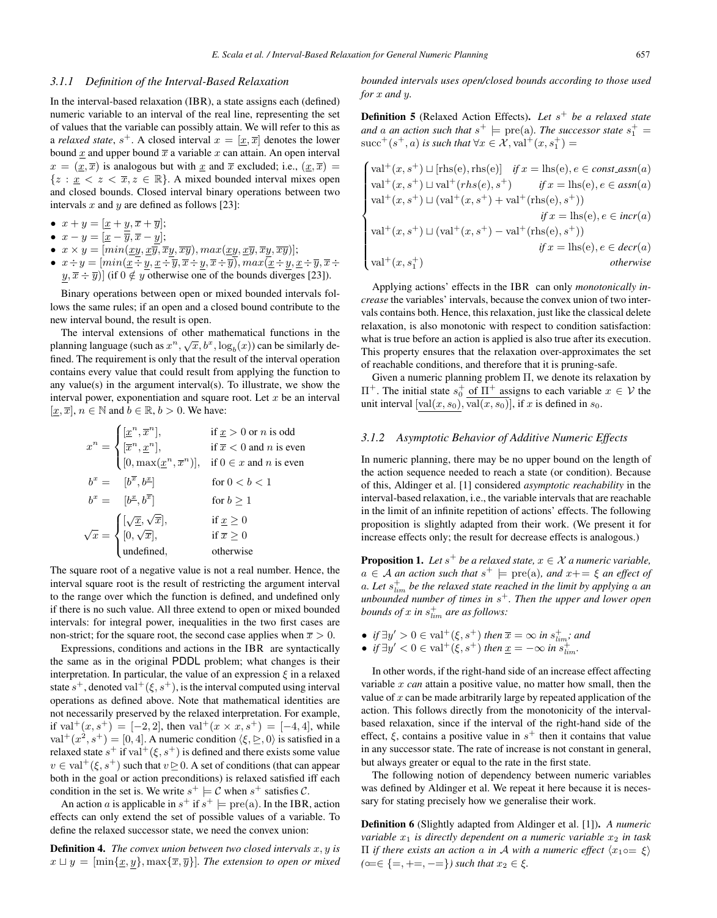### 3.1.1 Definition of the Interval-Based Relaxation

In the interval-based relaxation (IBR), a state assigns each (defined) numeric variable to an interval of the real line, representing the set of values that the variable can possibly attain. We will refer to this as a *relaxed state*, $s^+$. A closed interval $x = [\underline{x}, \overline{x}]$ denotes the lower bound $\underline{x}$ and upper bound $\overline{x}$ a variable $x$ can attain. An open interval $x = (\underline{x}, \overline{x})$ is analogous but with $\underline{x}$ and $\overline{x}$ excluded; i.e., $(\underline{x}, \overline{x}) = \{z : \underline{x} < z < \overline{x}, z \in \mathbb{R}\}$. A mixed bounded interval mixes open and closed bounds. Closed interval binary operations between two intervals $x$ and $y$ are defined as follows [23]:

- $x + y = [\underline{x} + \underline{y}, \overline{x} + \overline{y}]$;
- $x - y = [\underline{x} - \overline{y}, \overline{x} - \underline{y}]$;
- $x \times y = [min(\underline{xy}, \underline{x}\overline{y}, \overline{x}\underline{y}, \overline{xy}), max(\underline{xy}, \underline{x}\overline{y}, \overline{x}\underline{y}, \overline{xy})]$;
- $x \div y = [min(\underline{x} \div \underline{y}, \underline{x} \div \overline{y}, \overline{x} \div \underline{y}, \overline{x} \div \overline{y}), max(\underline{x} \div \underline{y}, \underline{x} \div \overline{y}, \overline{x} \div \underline{y}, \overline{x} \div \overline{y})]$ (if $0 \notin y$ otherwise one of the bounds diverges [23]).

Binary operations between open or mixed bounded intervals follows the same rules; if an open and a closed bound contribute to the new interval bound, the result is open.

The interval extensions of other mathematical functions in the planning language (such as $x^n, \sqrt{x}, b^x, \log_b(x)$) can be similarly defined. The requirement is only that the result of the interval operation contains every value that could result from applying the function to any value(s) in the argument interval(s). To illustrate, we show the interval power, exponentiation and square root. Let $x$ be an interval $[\underline{x}, \overline{x}]$, $n \in \mathbb{N}$ and $b \in \mathbb{R}$, $b > 0$. We have:

$$x^n = \begin{cases} [\underline{x}^n, \overline{x}^n], & \text{if } \underline{x} > 0 \text{ or } n \text{ is odd} \\ [\overline{x}^n, \underline{x}^n], & \text{if } \overline{x} < 0 \text{ and } n \text{ is even} \\ [0, \max(\underline{x}^n, \overline{x}^n)], & \text{if } 0 \in x \text{ and } n \text{ is even} \end{cases}$$

$$b^x = \quad [b^{\overline{x}}, b^{\underline{x}}] \qquad \text{for } 0 < b < 1$$

$$b^x = \quad [b^{\underline{x}}, b^{\overline{x}}] \qquad \text{for } b \geq 1$$

$$\sqrt{x} = \begin{cases} [\sqrt{\underline{x}}, \sqrt{\overline{x}}], & \text{if } \underline{x} \geq 0 \\ [0, \sqrt{\overline{x}}], & \text{if } \overline{x} \geq 0 \\ \text{undefined}, & \text{otherwise} \end{cases}$$

The square root of a negative value is not a real number. Hence, the interval square root is the result of restricting the argument interval to the range over which the function is defined, and undefined only if there is no such value. All three extend to open or mixed bounded intervals: for integral power, inequalities in the two first cases are non-strict; for the square root, the second case applies when $\overline{x} > 0$.

Expressions, conditions and actions in the IBR are syntactically the same as in the original PDDL problem; what changes is their interpretation. In particular, the value of an expression $\xi$ in a relaxed state $s^+$, denoted $\text{val}^+(\xi, s^+)$, is the interval computed using interval operations as defined above. Note that mathematical identities are not necessarily preserved by the relaxed interpretation. For example, if $\text{val}^+(x, s^+) = [-2, 2]$, then $\text{val}^+(x \times x, s^+) = [-4, 4]$, while $\text{val}^+(x^2, s^+) = [0, 4]$. A numeric condition $\langle \xi, \trianglerighteq, 0 \rangle$ is satisfied in a relaxed state $s^+$ if $\text{val}^+(\xi, s^+)$ is defined and there exists some value $v \in \text{val}^+(\xi, s^+)$ such that $v \trianglerighteq 0$. A set of conditions (that can appear both in the goal or action preconditions) is relaxed satisfied iff each condition in the set is. We write $s^+ \models \mathcal{C}$ when $s^+$ satisfies $\mathcal{C}$.

An action $a$ is applicable in $s^+$ if $s^+ \models \text{pre(a)}$. In the IBR, action effects can only extend the set of possible values of a variable. To define the relaxed successor state, we need the convex union:

**Definition 4.** *The convex union between two closed intervals $x, y$ is $x \sqcup y = [\min\{\underline{x}, \underline{y}\}, \max\{\overline{x}, \overline{y}\}]$. The extension to open or mixed bounded intervals uses open/closed bounds according to those used for $x$ and $y$.*

**Definition 5** (Relaxed Action Effects)**.** *Let $s^+$ be a relaxed state and $a$ an action such that $s^+ \models \text{pre(a)}$. The successor state $s_1^+ = \text{succ}^+(s^+, a)$ is such that $\forall x \in \mathcal{X}, \text{val}^+(x, s_1^+) =$*

$$\begin{cases} \text{val}^+(x, s^+) \sqcup [\text{rhs(e)}, \text{rhs(e)}] & \textit{if } x = \text{lhs(e)}, e \in \textit{const\_assn}(a) \\ \text{val}^+(x, s^+) \sqcup \text{val}^+(\textit{rhs}(e), s^+) & \textit{if } x = \text{lhs(e)}, e \in \textit{assn}(a) \\ \text{val}^+(x, s^+) \sqcup (\text{val}^+(x, s^+) + \text{val}^+(\text{rhs(e)}, s^+)) & \\ & \textit{if } x = \text{lhs(e)}, e \in \textit{incr}(a) \\ \text{val}^+(x, s^+) \sqcup (\text{val}^+(x, s^+) - \text{val}^+(\text{rhs(e)}, s^+)) & \\ & \textit{if } x = \text{lhs(e)}, e \in \textit{decr}(a) \\ \text{val}^+(x, s_1^+) & \textit{otherwise} \end{cases}$$

Applying actions' effects in the IBR can only *monotonically increase* the variables' intervals, because the convex union of two intervals contains both. Hence, this relaxation, just like the classical delete relaxation, is also monotonic with respect to condition satisfaction: what is true before an action is applied is also true after its execution. This property ensures that the relaxation over-approximates the set of reachable conditions, and therefore that it is pruning-safe.

Given a numeric planning problem $\Pi$, we denote its relaxation by $\Pi^+$. The initial state $s_0^+$ of $\Pi^+$ assigns to each variable $x \in \mathcal{V}$ the unit interval $[\text{val}(x, s_0), \text{val}(x, s_0)]$, if $x$ is defined in $s_0$.

### 3.1.2 Asymptotic Behavior of Additive Numeric Effects

In numeric planning, there may be no upper bound on the length of the action sequence needed to reach a state (or condition). Because of this, Aldinger et al. [1] considered *asymptotic reachability* in the interval-based relaxation, i.e., the variable intervals that are reachable in the limit of an infinite repetition of actions' effects. The following proposition is slightly adapted from their work. (We present it for increase effects only; the result for decrease effects is analogous.)

**Proposition 1.** *Let $s^+$ be a relaxed state, $x \in \mathcal{X}$ a numeric variable, $a \in \mathcal{A}$ an action such that $s^+ \models \text{pre(a)}$, and $x \mathrel{+}= \xi$ an effect of $a$. Let $s_{lim}^+$ be the relaxed state reached in the limit by applying $a$ an unbounded number of times in $s^+$. Then the upper and lower open bounds of $x$ in $s_{lim}^+$ are as follows:*

- *if $\exists y' > 0 \in \text{val}^+(\xi, s^+)$ then $\overline{x} = \infty$ in $s_{lim}^+$; and*
- *if $\exists y' < 0 \in \text{val}^+(\xi, s^+)$ then $\underline{x} = -\infty$ in $s_{lim}^+$.*

In other words, if the right-hand side of an increase effect affecting variable $x$ *can* attain a positive value, no matter how small, then the value of $x$ can be made arbitrarily large by repeated application of the action. This follows directly from the monotonicity of the interval-based relaxation, since if the interval of the right-hand side of the effect, $\xi$, contains a positive value in $s^+$ then it contains that value in any successor state. The rate of increase is not constant in general, but always greater or equal to the rate in the first state.

The following notion of dependency between numeric variables was defined by Aldinger et al. We repeat it here because it is necessary for stating precisely how we generalise their work.

**Definition 6** (Slightly adapted from Aldinger et al. [1])**.** *A numeric variable $x_1$ is directly dependent on a numeric variable $x_2$ in task $\Pi$ if there exists an action $a$ in $\mathcal{A}$ with a numeric effect $\langle x_1 \circ\!\!= \xi \rangle$ ($\circ\!\!= \in \{=, +=, -=\}$) such that $x_2 \in \xi$.*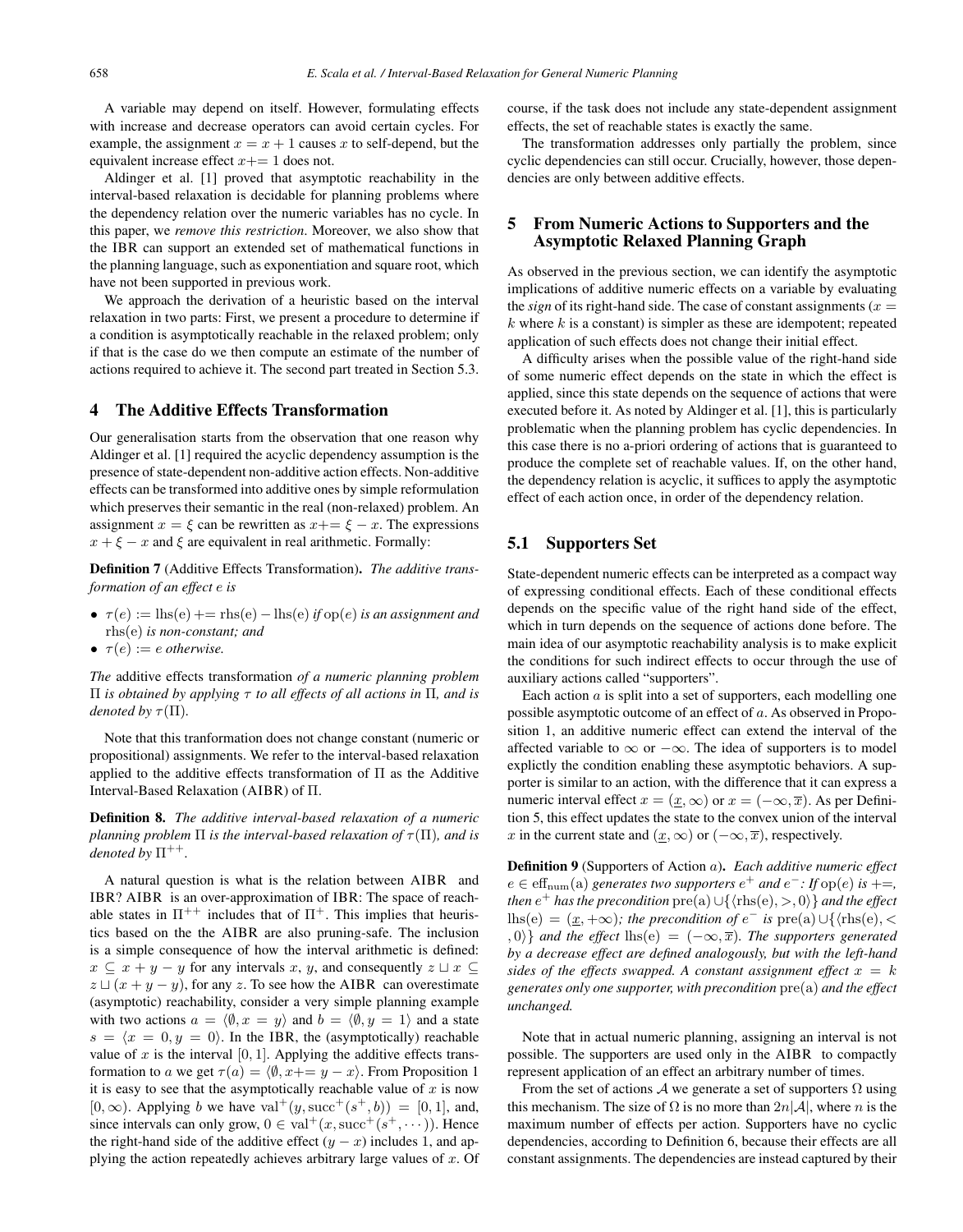A variable may depend on itself. However, formulating effects with increase and decrease operators can avoid certain cycles. For example, the assignment $x = x + 1$ causes $x$ to self-depend, but the equivalent increase effect $x$+= 1 does not.

Aldinger et al. [1] proved that asymptotic reachability in the interval-based relaxation is decidable for planning problems where the dependency relation over the numeric variables has no cycle. In this paper, we *remove this restriction*. Moreover, we also show that the IBR can support an extended set of mathematical functions in the planning language, such as exponentiation and square root, which have not been supported in previous work.

We approach the derivation of a heuristic based on the interval relaxation in two parts: First, we present a procedure to determine if a condition is asymptotically reachable in the relaxed problem; only if that is the case do we then compute an estimate of the number of actions required to achieve it. The second part treated in Section 5.3.

## 4 The Additive Effects Transformation

Our generalisation starts from the observation that one reason why Aldinger et al. [1] required the acyclic dependency assumption is the presence of state-dependent non-additive action effects. Non-additive effects can be transformed into additive ones by simple reformulation which preserves their semantic in the real (non-relaxed) problem. An assignment $x = \xi$ can be rewritten as $x$+= $\xi - x$. The expressions $x + \xi - x$ and $\xi$ are equivalent in real arithmetic. Formally:

**Definition 7** (Additive Effects Transformation). *The additive transformation of an effect $e$ is*

- $\tau(e) := \mathrm{lhs(e)} \mathrel{+}= \mathrm{rhs(e)} - \mathrm{lhs(e)}$ *if* $\mathrm{op}(e)$ *is an assignment and* $\mathrm{rhs(e)}$ *is non-constant; and*
- $\tau(e) := e$ *otherwise.*

*The* additive effects transformation *of a numeric planning problem $\Pi$ is obtained by applying $\tau$ to all effects of all actions in $\Pi$, and is denoted by $\tau(\Pi)$.*

Note that this tranformation does not change constant (numeric or propositional) assignments. We refer to the interval-based relaxation applied to the additive effects transformation of $\Pi$ as the Additive Interval-Based Relaxation (AIBR) of $\Pi$.

**Definition 8.** *The additive interval-based relaxation of a numeric planning problem $\Pi$ is the interval-based relaxation of $\tau(\Pi)$, and is denoted by $\Pi^{++}$.*

A natural question is what is the relation between AIBR and IBR? AIBR is an over-approximation of IBR: The space of reachable states in $\Pi^{++}$ includes that of $\Pi^{+}$. This implies that heuristics based on the AIBR are also pruning-safe. The inclusion is a simple consequence of how the interval arithmetic is defined: $x \subseteq x + y - y$, for any intervals $x$, $y$, and consequently $z \sqcup x \subseteq z \sqcup (x + y - y)$, for any $z$. To see how the AIBR can overestimate (asymptotic) reachability, consider a very simple planning example with two actions $a = \langle \emptyset, x = y \rangle$ and $b = \langle \emptyset, y = 1 \rangle$ and a state $s = \langle x = 0, y = 0 \rangle$. In the IBR, the (asymptotically) reachable value of $x$ is the interval $[0, 1]$. Applying the additive effects transformation to $a$ we get $\tau(a) = \langle \emptyset, x \mathrel{+}= y - x \rangle$. From Proposition 1 it is easy to see that the asymptotically reachable value of $x$ is now $[0, \infty)$. Applying $b$ we have $\mathrm{val}^{+}(y, \mathrm{succ}^{+}(s^{+}, b)) = [0, 1]$, and, since intervals can only grow, $0 \in \mathrm{val}^{+}(x, \mathrm{succ}^{+}(s^{+}, \cdots))$. Hence the right-hand side of the additive effect $(y - x)$ includes 1, and applying the action repeatedly achieves arbitrary large values of $x$. Of course, if the task does not include any state-dependent assignment effects, the set of reachable states is exactly the same.

The transformation addresses only partially the problem, since cyclic dependencies can still occur. Crucially, however, those dependencies are only between additive effects.

## 5 From Numeric Actions to Supporters and the Asymptotic Relaxed Planning Graph

As observed in the previous section, we can identify the asymptotic implications of additive numeric effects on a variable by evaluating the *sign* of its right-hand side. The case of constant assignments ($x = k$ where $k$ is a constant) is simpler as these are idempotent; repeated application of such effects does not change their initial effect.

A difficulty arises when the possible value of the right-hand side of some numeric effect depends on the state in which the effect is applied, since this state depends on the sequence of actions that were executed before it. As noted by Aldinger et al. [1], this is particularly problematic when the planning problem has cyclic dependencies. In this case there is no a-priori ordering of actions that is guaranteed to produce the complete set of reachable values. If, on the other hand, the dependency relation is acyclic, it suffices to apply the asymptotic effect of each action once, in order of the dependency relation.

### 5.1 Supporters Set

State-dependent numeric effects can be interpreted as a compact way of expressing conditional effects. Each of these conditional effects depends on the specific value of the right hand side of the effect, which in turn depends on the sequence of actions done before. The main idea of our asymptotic reachability analysis is to make explicit the conditions for such indirect effects to occur through the use of auxiliary actions called "supporters".

Each action $a$ is split into a set of supporters, each modelling one possible asymptotic outcome of an effect of $a$. As observed in Proposition 1, an additive numeric effect can extend the interval of the affected variable to $\infty$ or $-\infty$. The idea of supporters is to model explictly the condition enabling these asymptotic behaviors. A supporter is similar to an action, with the difference that it can express a numeric interval effect $x = (\underline{x}, \infty)$ or $x = (-\infty, \overline{x})$. As per Definition 5, this effect updates the state to the convex union of the interval $x$ in the current state and $(\underline{x}, \infty)$ or $(-\infty, \overline{x})$, respectively.

**Definition 9** (Supporters of Action $a$). *Each additive numeric effect $e \in \mathrm{eff_{num}(a)}$ generates two supporters $e^{+}$ and $e^{-}$: If $\mathrm{op}(e)$ is +=, then $e^{+}$ has the precondition $\mathrm{pre(a)} \cup \{\langle \mathrm{rhs(e)}, >, 0 \rangle\}$ and the effect $\mathrm{lhs(e)} = (\underline{x}, +\infty)$; the precondition of $e^{-}$ is $\mathrm{pre(a)} \cup \{\langle \mathrm{rhs(e)}, <, 0 \rangle\}$ and the effect $\mathrm{lhs(e)} = (-\infty, \overline{x})$. The supporters generated by a decrease effect are defined analogously, but with the left-hand sides of the effects swapped. A constant assignment effect $x = k$ generates only one supporter, with precondition $\mathrm{pre(a)}$ and the effect unchanged.*

Note that in actual numeric planning, assigning an interval is not possible. The supporters are used only in the AIBR to compactly represent application of an effect an arbitrary number of times.

From the set of actions $\mathcal{A}$ we generate a set of supporters $\Omega$ using this mechanism. The size of $\Omega$ is no more than $2n|\mathcal{A}|$, where $n$ is the maximum number of effects per action. Supporters have no cyclic dependencies, according to Definition 6, because their effects are all constant assignments. The dependencies are instead captured by their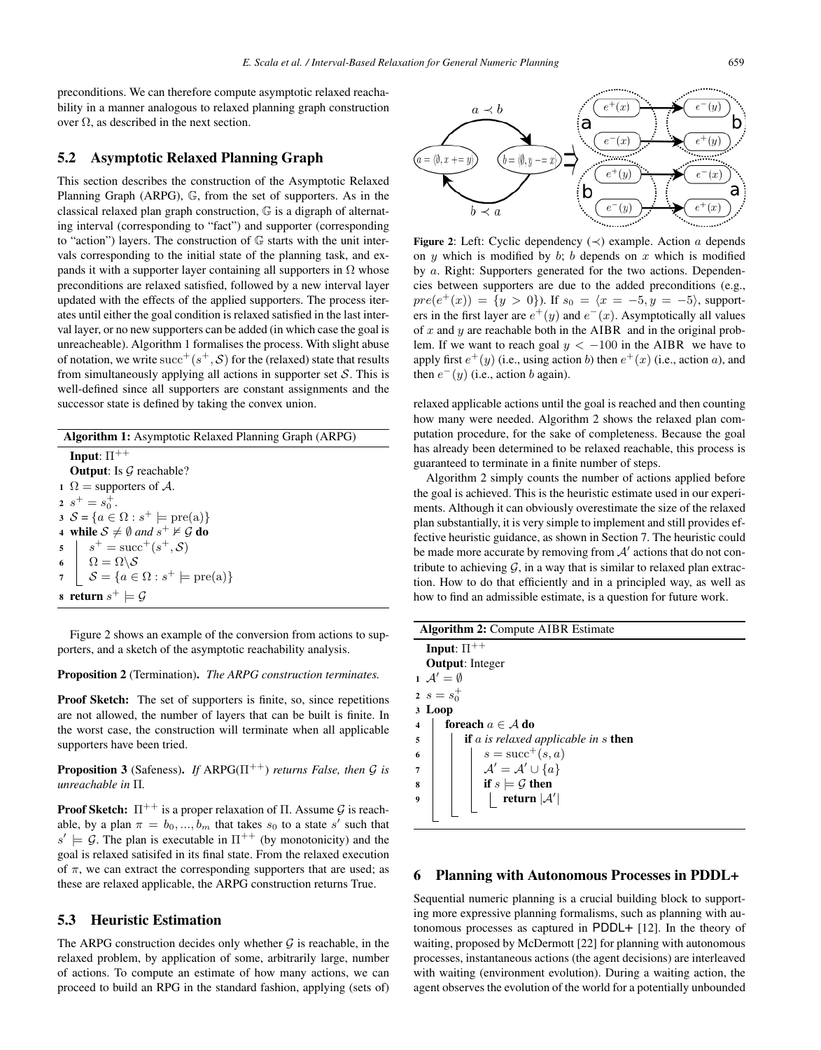preconditions. We can therefore compute asymptotic relaxed reachability in a manner analogous to relaxed planning graph construction over $\Omega$, as described in the next section.

## 5.2 Asymptotic Relaxed Planning Graph

This section describes the construction of the Asymptotic Relaxed Planning Graph (ARPG), $\mathbb{G}$, from the set of supporters. As in the classical relaxed plan graph construction, $\mathbb{G}$ is a digraph of alternating interval (corresponding to "fact") and supporter (corresponding to "action") layers. The construction of $\mathbb{G}$ starts with the unit intervals corresponding to the initial state of the planning task, and expands it with a supporter layer containing all supporters in $\Omega$ whose preconditions are relaxed satisfied, followed by a new interval layer updated with the effects of the applied supporters. The process iterates until either the goal condition is relaxed satisfied in the last interval layer, or no new supporters can be added (in which case the goal is unreacheable). Algorithm 1 formalises the process. With slight abuse of notation, we write $\text{succ}^+(s^+, \mathcal{S})$ for the (relaxed) state that results from simultaneously applying all actions in supporter set $\mathcal{S}$. This is well-defined since all supporters are constant assignments and the successor state is defined by taking the convex union.

**Algorithm 1:** Asymptotic Relaxed Planning Graph (ARPG)

```
Input: Π^{++}
Output: Is G reachable?
1 Ω = supporters of A.
2 s^+ = s_0^+.
3 S = {a ∈ Ω : s^+ |= pre(a)}
4 while S ≠ ∅ and s^+ ⊭ G do
5     s^+ = succ^+(s^+, S)
6     Ω = Ω\S
7     S = {a ∈ Ω : s^+ |= pre(a)}
8 return s^+ |= G
```

Figure 2 shows an example of the conversion from actions to supporters, and a sketch of the asymptotic reachability analysis.

**Proposition 2** (Termination)**.** *The ARPG construction terminates.*

**Proof Sketch:** The set of supporters is finite, so, since repetitions are not allowed, the number of layers that can be built is finite. In the worst case, the construction will terminate when all applicable supporters have been tried.

**Proposition 3** (Safeness)**.** *If* ARPG($\Pi^{++}$) *returns False, then* $\mathcal{G}$ *is unreachable in* $\Pi$*.*

**Proof Sketch:** $\Pi^{++}$ is a proper relaxation of $\Pi$. Assume $\mathcal{G}$ is reachable, by a plan $\pi = b_0, ..., b_m$ that takes $s_0$ to a state $s'$ such that $s' \models \mathcal{G}$. The plan is executable in $\Pi^{++}$ (by monotonicity) and the goal is relaxed satisifed in its final state. From the relaxed execution of $\pi$, we can extract the corresponding supporters that are used; as these are relaxed applicable, the ARPG construction returns True.

## 5.3 Heuristic Estimation

The ARPG construction decides only whether $\mathcal{G}$ is reachable, in the relaxed problem, by application of some, arbitrarily large, number of actions. To compute an estimate of how many actions, we can proceed to build an RPG in the standard fashion, applying (sets of) relaxed applicable actions until the goal is reached and then counting how many were needed. Algorithm 2 shows the relaxed plan computation procedure, for the sake of completeness. Because the goal has already been determined to be relaxed reachable, this process is guaranteed to terminate in a finite number of steps.

**Figure 2**: Left: Cyclic dependency ($\prec$) example. Action $a$ depends on $y$ which is modified by $b$; $b$ depends on $x$ which is modified by $a$. Right: Supporters generated for the two actions. Dependencies between supporters are due to the added preconditions (e.g., $pre(e^+(x)) = \{y > 0\}$). If $s_0 = \langle x = -5, y = -5 \rangle$, supporters in the first layer are $e^+(y)$ and $e^-(x)$. Asymptotically all values of $x$ and $y$ are reachable both in the AIBR and in the original problem. If we want to reach goal $y < -100$ in the AIBR we have to apply first $e^+(y)$ (i.e., using action $b$) then $e^+(x)$ (i.e., action $a$), and then $e^-(y)$ (i.e., action $b$ again).

Algorithm 2 simply counts the number of actions applied before the goal is achieved. This is the heuristic estimate used in our experiments. Although it can obviously overestimate the size of the relaxed plan substantially, it is very simple to implement and still provides effective heuristic guidance, as shown in Section 7. The heuristic could be made more accurate by removing from $\mathcal{A}'$ actions that do not contribute to achieving $\mathcal{G}$, in a way that is similar to relaxed plan extraction. How to do that efficiently and in a principled way, as well as how to find an admissible estimate, is a question for future work.

**Algorithm 2:** Compute AIBR Estimate

```
Input: Π^{++}
Output: Integer
1 A' = ∅
2 s = s_0^+
3 Loop
4     foreach a ∈ A do
5         if a is relaxed applicable in s then
6             s = succ^+(s, a)
7             A' = A' ∪ {a}
8             if s |= G then
9                 return |A'|
```

## 6 Planning with Autonomous Processes in PDDL+

Sequential numeric planning is a crucial building block to supporting more expressive planning formalisms, such as planning with autonomous processes as captured in PDDL+ [12]. In the theory of waiting, proposed by McDermott [22] for planning with autonomous processes, instantaneous actions (the agent decisions) are interleaved with waiting (environment evolution). During a waiting action, the agent observes the evolution of the world for a potentially unbounded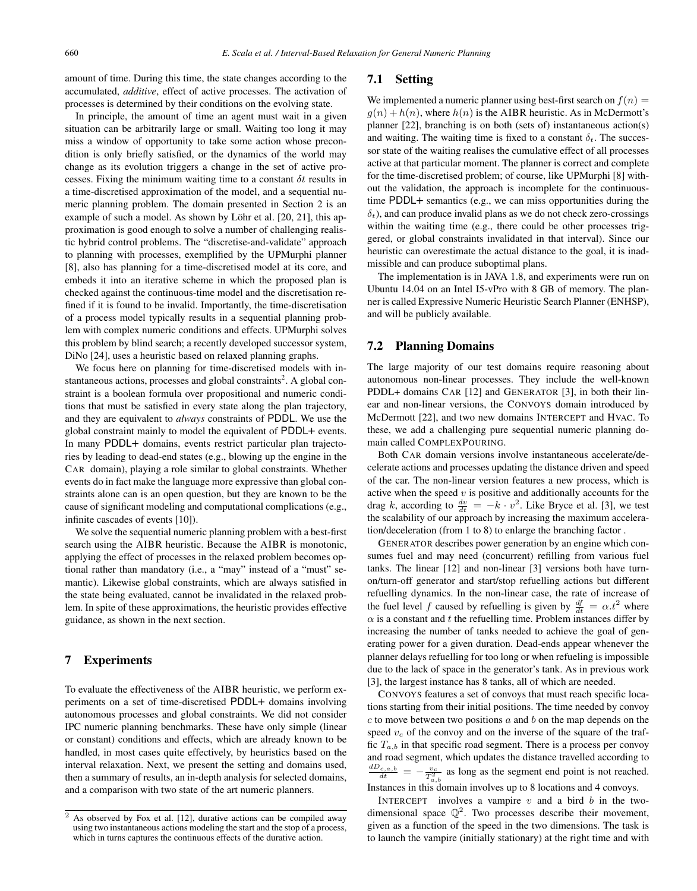amount of time. During this time, the state changes according to the accumulated, *additive*, effect of active processes. The activation of processes is determined by their conditions on the evolving state.

In principle, the amount of time an agent must wait in a given situation can be arbitrarily large or small. Waiting too long it may miss a window of opportunity to take some action whose precondition is only briefly satisfied, or the dynamics of the world may change as its evolution triggers a change in the set of active processes. Fixing the minimum waiting time to a constant $\delta t$ results in a time-discretised approximation of the model, and a sequential numeric planning problem. The domain presented in Section 2 is an example of such a model. As shown by Löhr et al. [20, 21], this approximation is good enough to solve a number of challenging realistic hybrid control problems. The "discretise-and-validate" approach to planning with processes, exemplified by the UPMurphi planner [8], also has planning for a time-discretised model at its core, and embeds it into an iterative scheme in which the proposed plan is checked against the continuous-time model and the discretisation refined if it is found to be invalid. Importantly, the time-discretisation of a process model typically results in a sequential planning problem with complex numeric conditions and effects. UPMurphi solves this problem by blind search; a recently developed successor system, DiNo [24], uses a heuristic based on relaxed planning graphs.

We focus here on planning for time-discretised models with instantaneous actions, processes and global constraints[2]. A global constraint is a boolean formula over propositional and numeric conditions that must be satisfied in every state along the plan trajectory, and they are equivalent to *always* constraints of PDDL. We use the global constraint mainly to model the equivalent of PDDL+ events. In many PDDL+ domains, events restrict particular plan trajectories by leading to dead-end states (e.g., blowing up the engine in the CAR domain), playing a role similar to global constraints. Whether events do in fact make the language more expressive than global constraints alone can is an open question, but they are known to be the cause of significant modeling and computational complications (e.g., infinite cascades of events [10]).

We solve the sequential numeric planning problem with a best-first search using the AIBR heuristic. Because the AIBR is monotonic, applying the effect of processes in the relaxed problem becomes optional rather than mandatory (i.e., a "may" instead of a "must" semantic). Likewise global constraints, which are always satisfied in the state being evaluated, cannot be invalidated in the relaxed problem. In spite of these approximations, the heuristic provides effective guidance, as shown in the next section.

## 7 Experiments

To evaluate the effectiveness of the AIBR heuristic, we perform experiments on a set of time-discretised PDDL+ domains involving autonomous processes and global constraints. We did not consider IPC numeric planning benchmarks. These have only simple (linear or constant) conditions and effects, which are already known to be handled, in most cases quite effectively, by heuristics based on the interval relaxation. Next, we present the setting and domains used, then a summary of results, an in-depth analysis for selected domains, and a comparison with two state of the art numeric planners.

[2] As observed by Fox et al. [12], durative actions can be compiled away using two instantaneous actions modeling the start and the stop of a process, which in turns captures the continuous effects of the durative action.

### 7.1 Setting

We implemented a numeric planner using best-first search on $f(n) = g(n) + h(n)$, where $h(n)$ is the AIBR heuristic. As in McDermott's planner [22], branching is on both (sets of) instantaneous action(s) and waiting. The waiting time is fixed to a constant $\delta_t$. The successor state of the waiting realises the cumulative effect of all processes active at that particular moment. The planner is correct and complete for the time-discretised problem; of course, like UPMurphi [8] without the validation, the approach is incomplete for the continuous-time PDDL+ semantics (e.g., we can miss opportunities during the $\delta_t$), and can produce invalid plans as we do not check zero-crossings within the waiting time (e.g., there could be other processes triggered, or global constraints invalidated in that interval). Since our heuristic can overestimate the actual distance to the goal, it is inadmissible and can produce suboptimal plans.

The implementation is in JAVA 1.8, and experiments were run on Ubuntu 14.04 on an Intel I5-vPro with 8 GB of memory. The planner is called Expressive Numeric Heuristic Search Planner (ENHSP), and will be publicly available.

### 7.2 Planning Domains

The large majority of our test domains require reasoning about autonomous non-linear processes. They include the well-known PDDL+ domains CAR [12] and GENERATOR [3], in both their linear and non-linear versions, the CONVOYS domain introduced by McDermott [22], and two new domains INTERCEPT and HVAC. To these, we add a challenging pure sequential numeric planning domain called COMPLEXPOURING.

Both CAR domain versions involve instantaneous accelerate/decelerate actions and processes updating the distance driven and speed of the car. The non-linear version features a new process, which is active when the speed $v$ is positive and additionally accounts for the drag $k$, according to $\frac{dv}{dt} = -k \cdot v^2$. Like Bryce et al. [3], we test the scalability of our approach by increasing the maximum acceleration/deceleration (from 1 to 8) to enlarge the branching factor .

GENERATOR describes power generation by an engine which consumes fuel and may need (concurrent) refilling from various fuel tanks. The linear [12] and non-linear [3] versions both have turn-on/turn-off generator and start/stop refuelling actions but different refuelling dynamics. In the non-linear case, the rate of increase of the fuel level $f$ caused by refuelling is given by $\frac{df}{dt} = \alpha . t^2$ where $\alpha$ is a constant and $t$ the refuelling time. Problem instances differ by increasing the number of tanks needed to achieve the goal of generating power for a given duration. Dead-ends appear whenever the planner delays refuelling for too long or when refueling is impossible due to the lack of space in the generator's tank. As in previous work [3], the largest instance has 8 tanks, all of which are needed.

CONVOYS features a set of convoys that must reach specific locations starting from their initial positions. The time needed by convoy $c$ to move between two positions $a$ and $b$ on the map depends on the speed $v_c$ of the convoy and on the inverse of the square of the traffic $T_{a,b}$ in that specific road segment. There is a process per convoy and road segment, which updates the distance travelled according to $\frac{dD_{c,a,b}}{dt} = -\frac{v_c}{T^2_{a,b}}$ as long as the segment end point is not reached. Instances in this domain involves up to 8 locations and 4 convoys.

INTERCEPT involves a vampire $v$ and a bird $b$ in the two-dimensional space $\mathbb{Q}^2$. Two processes describe their movement, given as a function of the speed in the two dimensions. The task is to launch the vampire (initially stationary) at the right time and with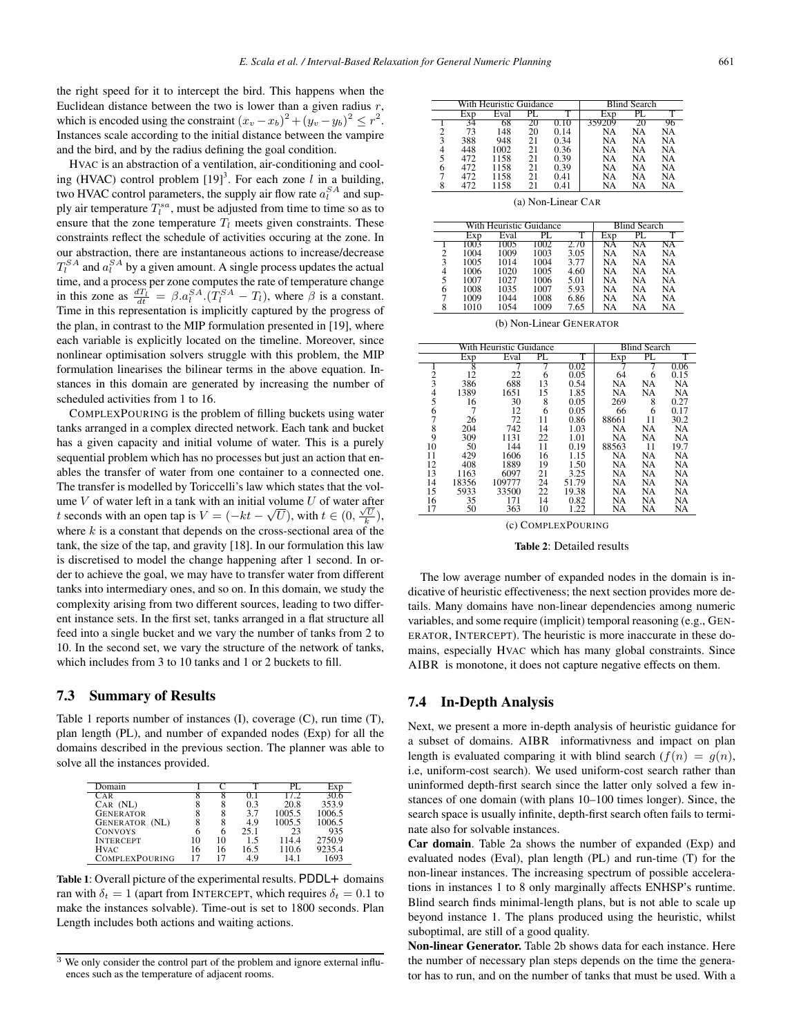the right speed for it to intercept the bird. This happens when the Euclidean distance between the two is lower than a given radius $r$, which is encoded using the constraint $(x_v - x_b)^2 + (y_v - y_b)^2 \le r^2$. Instances scale according to the initial distance between the vampire and the bird, and by the radius defining the goal condition.

HVAC is an abstraction of a ventilation, air-conditioning and cooling (HVAC) control problem [19][3]. For each zone $l$ in a building, two HVAC control parameters, the supply air flow rate $a_l^{SA}$ and supply air temperature $T_l^{sa}$, must be adjusted from time to time so as to ensure that the zone temperature $T_l$ meets given constraints. These constraints reflect the schedule of activities occuring at the zone. In our abstraction, there are instantaneous actions to increase/decrease $T_l^{SA}$ and $a_l^{SA}$ by a given amount. A single process updates the actual time, and a process per zone computes the rate of temperature change in this zone as $\frac{dT_l}{dt} = \beta . a_l^{SA} . (T_l^{SA} - T_l)$, where $\beta$ is a constant. Time in this representation is implicitly captured by the progress of the plan, in contrast to the MIP formulation presented in [19], where each variable is explicitly located on the timeline. Moreover, since nonlinear optimisation solvers struggle with this problem, the MIP formulation linearises the bilinear terms in the above equation. Instances in this domain are generated by increasing the number of scheduled activities from 1 to 16.

COMPLEXPOURING is the problem of filling buckets using water tanks arranged in a complex directed network. Each tank and bucket has a given capacity and initial volume of water. This is a purely sequential problem which has no processes but just an action that enables the transfer of water from one container to a connected one. The transfer is modelled by Toricelli's law which states that the volume $V$ of water left in a tank with an initial volume $U$ of water after $t$ seconds with an open tap is $V = (-kt - \sqrt{U})$, with $t \in (0, \frac{\sqrt{U}}{k})$, where $k$ is a constant that depends on the cross-sectional area of the tank, the size of the tap, and gravity [18]. In our formulation this law is discretised to model the change happening after 1 second. In order to achieve the goal, we may have to transfer water from different tanks into intermediary ones, and so on. In this domain, we study the complexity arising from two different sources, leading to two different instance sets. In the first set, tanks arranged in a flat structure all feed into a single bucket and we vary the number of tanks from 2 to 10. In the second set, we vary the structure of the network of tanks, which includes from 3 to 10 tanks and 1 or 2 buckets to fill.

### 7.3 Summary of Results

Table 1 reports number of instances (I), coverage (C), run time (T), plan length (PL), and number of expanded nodes (Exp) for all the domains described in the previous section. The planner was able to solve all the instances provided.

| Domain | I | C | T | PL | Exp |
|---|---|---|---|---|---|
| CAR | 8 | 8 | 0.1 | 17.2 | 30.6 |
| CAR (NL) | 8 | 8 | 0.3 | 20.8 | 353.9 |
| GENERATOR | 8 | 8 | 3.7 | 1005.5 | 1006.5 |
| GENERATOR (NL) | 8 | 8 | 4.9 | 1005.5 | 1006.5 |
| CONVOYS | 6 | 6 | 25.1 | 23 | 935 |
| INTERCEPT | 10 | 10 | 1.5 | 114.4 | 2750.9 |
| HVAC | 16 | 16 | 16.5 | 110.6 | 9235.4 |
| COMPLEXPOURING | 17 | 17 | 4.9 | 14.1 | 1693 |

**Table 1**: Overall picture of the experimental results. PDDL+ domains ran with $\delta_t = 1$ (apart from INTERCEPT, which requires $\delta_t = 0.1$ to make the instances solvable). Time-out is set to 1800 seconds. Plan Length includes both actions and waiting actions.

[3] We only consider the control part of the problem and ignore external influences such as the temperature of adjacent rooms.

| | With Heuristic Guidance | | | | Blind Search | | |
|---|---|---|---|---|---|---|---|
| | Exp | Eval | PL | T | Exp | PL | T |
| 1 | 34 | 68 | 20 | 0.10 | 359209 | 20 | 96 |
| 2 | 73 | 148 | 20 | 0.14 | NA | NA | NA |
| 3 | 388 | 948 | 21 | 0.34 | NA | NA | NA |
| 4 | 448 | 1002 | 21 | 0.36 | NA | NA | NA |
| 5 | 472 | 1158 | 21 | 0.39 | NA | NA | NA |
| 6 | 472 | 1158 | 21 | 0.39 | NA | NA | NA |
| 7 | 472 | 1158 | 21 | 0.41 | NA | NA | NA |
| 8 | 472 | 1158 | 21 | 0.41 | NA | NA | NA |

(a) Non-Linear CAR

| | With Heuristic Guidance | | | | Blind Search | | |
|---|---|---|---|---|---|---|---|
| | Exp | Eval | PL | T | Exp | PL | T |
| 1 | 1003 | 1005 | 1002 | 2.70 | NA | NA | NA |
| 2 | 1004 | 1009 | 1003 | 3.05 | NA | NA | NA |
| 3 | 1005 | 1014 | 1004 | 3.77 | NA | NA | NA |
| 4 | 1006 | 1020 | 1005 | 4.60 | NA | NA | NA |
| 5 | 1007 | 1027 | 1006 | 5.01 | NA | NA | NA |
| 6 | 1008 | 1035 | 1007 | 5.93 | NA | NA | NA |
| 7 | 1009 | 1044 | 1008 | 6.86 | NA | NA | NA |
| 8 | 1010 | 1054 | 1009 | 7.65 | NA | NA | NA |

(b) Non-Linear GENERATOR

| | With Heuristic Guidance | | | | Blind Search | | |
|---|---|---|---|---|---|---|---|
| | Exp | Eval | PL | T | Exp | PL | T |
| 1 | 8 | 7 | 7 | 0.02 | 7 | 7 | 0.06 |
| 2 | 12 | 22 | 6 | 0.05 | 64 | 6 | 0.15 |
| 3 | 386 | 688 | 13 | 0.54 | NA | NA | NA |
| 4 | 1389 | 1651 | 15 | 1.85 | NA | NA | NA |
| 5 | 16 | 30 | 8 | 0.05 | 269 | 8 | 0.27 |
| 6 | 7 | 12 | 6 | 0.05 | 66 | 6 | 0.17 |
| 7 | 26 | 72 | 11 | 0.86 | 88661 | 11 | 30.2 |
| 8 | 204 | 742 | 14 | 1.03 | NA | NA | NA |
| 9 | 309 | 1131 | 22 | 1.01 | NA | NA | NA |
| 10 | 50 | 144 | 11 | 0.19 | 88563 | 11 | 19.7 |
| 11 | 429 | 1606 | 16 | 1.15 | NA | NA | NA |
| 12 | 408 | 1889 | 19 | 1.50 | NA | NA | NA |
| 13 | 1163 | 6097 | 21 | 3.25 | NA | NA | NA |
| 14 | 18356 | 109777 | 24 | 51.79 | NA | NA | NA |
| 15 | 5933 | 33500 | 22 | 19.38 | NA | NA | NA |
| 16 | 35 | 171 | 14 | 0.82 | NA | NA | NA |
| 17 | 50 | 363 | 10 | 1.22 | NA | NA | NA |

(c) COMPLEXPOURING

**Table 2**: Detailed results

The low average number of expanded nodes in the domain is indicative of heuristic effectiveness; the next section provides more details. Many domains have non-linear dependencies among numeric variables, and some require (implicit) temporal reasoning (e.g., GENERATOR, INTERCEPT). The heuristic is more inaccurate in these domains, especially HVAC which has many global constraints. Since AIBR is monotone, it does not capture negative effects on them.

### 7.4 In-Depth Analysis

Next, we present a more in-depth analysis of heuristic guidance for a subset of domains. AIBR informativness and impact on plan length is evaluated comparing it with blind search ($f(n) = g(n)$, i.e, uniform-cost search). We used uniform-cost search rather than uninformed depth-first search since the latter only solved a few instances of one domain (with plans 10–100 times longer). Since, the search space is usually infinite, depth-first search often fails to terminate also for solvable instances.

**Car domain**. Table 2a shows the number of expanded (Exp) and evaluated nodes (Eval), plan length (PL) and run-time (T) for the non-linear instances. The increasing spectrum of possible accelerations in instances 1 to 8 only marginally affects ENHSP's runtime. Blind search finds minimal-length plans, but is not able to scale up beyond instance 1. The plans produced using the heuristic, whilst suboptimal, are still of a good quality.

**Non-linear Generator.** Table 2b shows data for each instance. Here the number of necessary plan steps depends on the time the generator has to run, and on the number of tanks that must be used. With a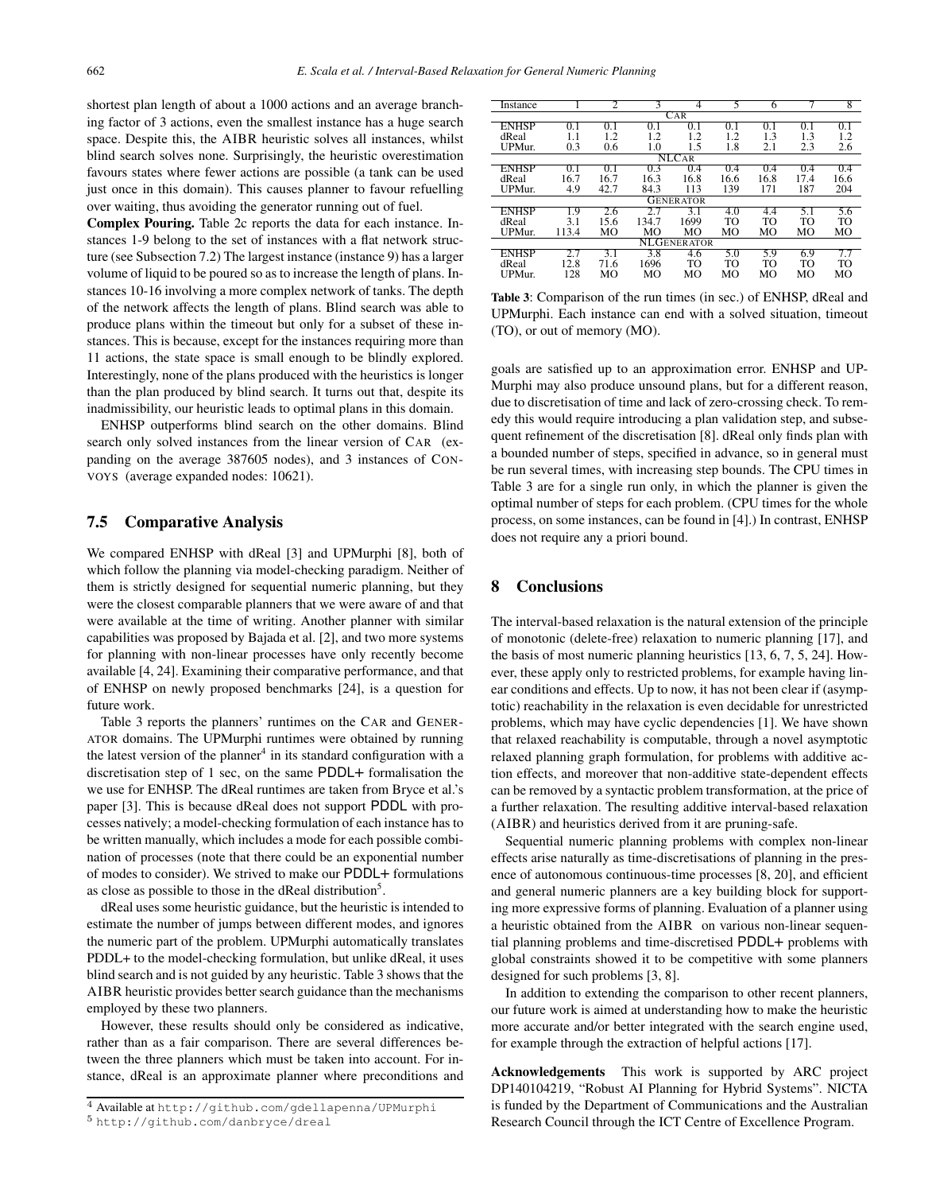shortest plan length of about a 1000 actions and an average branching factor of 3 actions, even the smallest instance has a huge search space. Despite this, the AIBR heuristic solves all instances, whilst blind search solves none. Surprisingly, the heuristic overestimation favours states where fewer actions are possible (a tank can be used just once in this domain). This causes planner to favour refuelling over waiting, thus avoiding the generator running out of fuel.

**Complex Pouring.** Table 2c reports the data for each instance. Instances 1-9 belong to the set of instances with a flat network structure (see Subsection 7.2) The largest instance (instance 9) has a larger volume of liquid to be poured so as to increase the length of plans. Instances 10-16 involving a more complex network of tanks. The depth of the network affects the length of plans. Blind search was able to produce plans within the timeout but only for a subset of these instances. This is because, except for the instances requiring more than 11 actions, the state space is small enough to be blindly explored. Interestingly, none of the plans produced with the heuristics is longer than the plan produced by blind search. It turns out that, despite its inadmissibility, our heuristic leads to optimal plans in this domain.

ENHSP outperforms blind search on the other domains. Blind search only solved instances from the linear version of CAR (expanding on the average 387605 nodes), and 3 instances of CONVOYS (average expanded nodes: 10621).

## 7.5 Comparative Analysis

We compared ENHSP with dReal [3] and UPMurphi [8], both of which follow the planning via model-checking paradigm. Neither of them is strictly designed for sequential numeric planning, but they were the closest comparable planners that we were aware of and that were available at the time of writing. Another planner with similar capabilities was proposed by Bajada et al. [2], and two more systems for planning with non-linear processes have only recently become available [4, 24]. Examining their comparative performance, and that of ENHSP on newly proposed benchmarks [24], is a question for future work.

Table 3 reports the planners' runtimes on the CAR and GENERATOR domains. The UPMurphi runtimes were obtained by running the latest version of the planner[4] in its standard configuration with a discretisation step of 1 sec, on the same PDDL+ formalisation the we use for ENHSP. The dReal runtimes are taken from Bryce et al.'s paper [3]. This is because dReal does not support PDDL with processes natively; a model-checking formulation of each instance has to be written manually, which includes a mode for each possible combination of processes (note that there could be an exponential number of modes to consider). We strived to make our PDDL+ formulations as close as possible to those in the dReal distribution[5].

dReal uses some heuristic guidance, but the heuristic is intended to estimate the number of jumps between different modes, and ignores the numeric part of the problem. UPMurphi automatically translates PDDL+ to the model-checking formulation, but unlike dReal, it uses blind search and is not guided by any heuristic. Table 3 shows that the AIBR heuristic provides better search guidance than the mechanisms employed by these two planners.

However, these results should only be considered as indicative, rather than as a fair comparison. There are several differences between the three planners which must be taken into account. For instance, dReal is an approximate planner where preconditions and goals are satisfied up to an approximation error. ENHSP and UPMurphi may also produce unsound plans, but for a different reason, due to discretisation of time and lack of zero-crossing check. To remedy this would require introducing a plan validation step, and subsequent refinement of the discretisation [8]. dReal only finds plan with a bounded number of steps, specified in advance, so in general must be run several times, with increasing step bounds. The CPU times in Table 3 are for a single run only, in which the planner is given the optimal number of steps for each problem. (CPU times for the whole process, on some instances, can be found in [4].) In contrast, ENHSP does not require any a priori bound.

| Instance | 1 | 2 | 3 | 4 | 5 | 6 | 7 | 8 |
|---|---|---|---|---|---|---|---|---|
| **CAR** | | | | | | | | |
| ENHSP | 0.1 | 0.1 | 0.1 | 0.1 | 0.1 | 0.1 | 0.1 | 0.1 |
| dReal | 1.1 | 1.2 | 1.2 | 1.2 | 1.2 | 1.3 | 1.3 | 1.2 |
| UPMur. | 0.3 | 0.6 | 1.0 | 1.5 | 1.8 | 2.1 | 2.3 | 2.6 |
| **NLCAR** | | | | | | | | |
| ENHSP | 0.1 | 0.1 | 0.3 | 0.4 | 0.4 | 0.4 | 0.4 | 0.4 |
| dReal | 16.7 | 16.7 | 16.3 | 16.8 | 16.6 | 16.8 | 17.4 | 16.6 |
| UPMur. | 4.9 | 42.7 | 84.3 | 113 | 139 | 171 | 187 | 204 |
| **GENERATOR** | | | | | | | | |
| ENHSP | 1.9 | 2.6 | 2.7 | 3.1 | 4.0 | 4.4 | 5.1 | 5.6 |
| dReal | 3.1 | 15.6 | 134.7 | 1699 | TO | TO | TO | TO |
| UPMur. | 113.4 | MO | MO | MO | MO | MO | MO | MO |
| **NLGENERATOR** | | | | | | | | |
| ENHSP | 2.7 | 3.1 | 3.8 | 4.6 | 5.0 | 5.9 | 6.9 | 7.7 |
| dReal | 12.8 | 71.6 | 1696 | TO | TO | TO | TO | TO |
| UPMur. | 128 | MO | MO | MO | MO | MO | MO | MO |

**Table 3**: Comparison of the run times (in sec.) of ENHSP, dReal and UPMurphi. Each instance can end with a solved situation, timeout (TO), or out of memory (MO).

## 8 Conclusions

The interval-based relaxation is the natural extension of the principle of monotonic (delete-free) relaxation to numeric planning [17], and the basis of most numeric planning heuristics [13, 6, 7, 5, 24]. However, these apply only to restricted problems, for example having linear conditions and effects. Up to now, it has not been clear if (asymptotic) reachability in the relaxation is even decidable for unrestricted problems, which may have cyclic dependencies [1]. We have shown that relaxed reachability is computable, through a novel asymptotic relaxed planning graph formulation, for problems with additive action effects, and moreover that non-additive state-dependent effects can be removed by a syntactic problem transformation, at the price of a further relaxation. The resulting additive interval-based relaxation (AIBR) and heuristics derived from it are pruning-safe.

Sequential numeric planning problems with complex non-linear effects arise naturally as time-discretisations of planning in the presence of autonomous continuous-time processes [8, 20], and efficient and general numeric planners are a key building block for supporting more expressive forms of planning. Evaluation of a planner using a heuristic obtained from the AIBR on various non-linear sequential planning problems and time-discretised PDDL+ problems with global constraints showed it to be competitive with some planners designed for such problems [3, 8].

In addition to extending the comparison to other recent planners, our future work is aimed at understanding how to make the heuristic more accurate and/or better integrated with the search engine used, for example through the extraction of helpful actions [17].

**Acknowledgements** This work is supported by ARC project DP140104219, "Robust AI Planning for Hybrid Systems". NICTA is funded by the Department of Communications and the Australian Research Council through the ICT Centre of Excellence Program.

[4] Available at http://github.com/gdellapenna/UPMurphi

[5] http://github.com/danbryce/dreal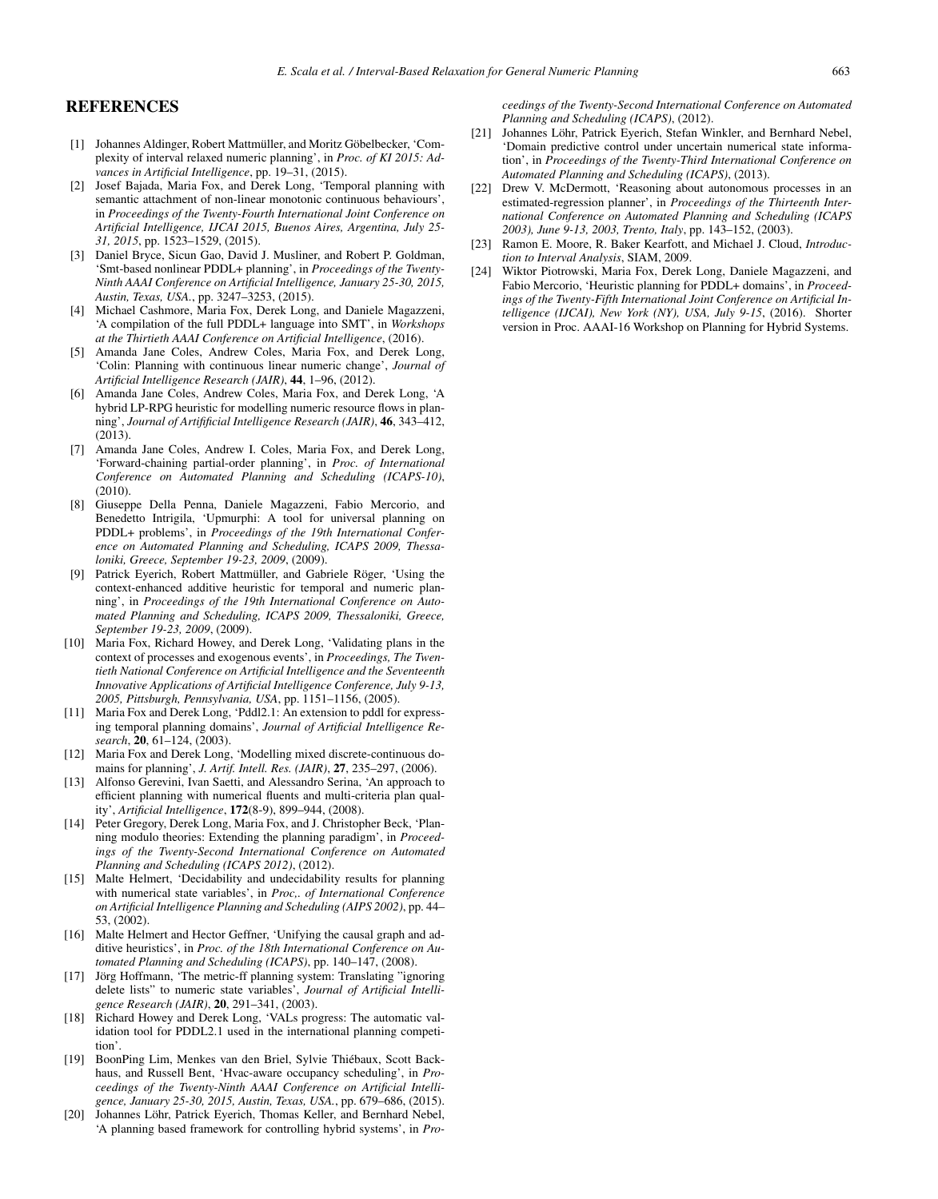## REFERENCES

[1] Johannes Aldinger, Robert Mattmüller, and Moritz Göbelbecker, 'Complexity of interval relaxed numeric planning', in *Proc. of KI 2015: Advances in Artificial Intelligence*, pp. 19–31, (2015).

[2] Josef Bajada, Maria Fox, and Derek Long, 'Temporal planning with semantic attachment of non-linear monotonic continuous behaviours', in *Proceedings of the Twenty-Fourth International Joint Conference on Artificial Intelligence, IJCAI 2015, Buenos Aires, Argentina, July 25-31, 2015*, pp. 1523–1529, (2015).

[3] Daniel Bryce, Sicun Gao, David J. Musliner, and Robert P. Goldman, 'Smt-based nonlinear PDDL+ planning', in *Proceedings of the Twenty-Ninth AAAI Conference on Artificial Intelligence, January 25-30, 2015, Austin, Texas, USA.*, pp. 3247–3253, (2015).

[4] Michael Cashmore, Maria Fox, Derek Long, and Daniele Magazzeni, 'A compilation of the full PDDL+ language into SMT', in *Workshops at the Thirtieth AAAI Conference on Artificial Intelligence*, (2016).

[5] Amanda Jane Coles, Andrew Coles, Maria Fox, and Derek Long, 'Colin: Planning with continuous linear numeric change', *Journal of Artificial Intelligence Research (JAIR)*, **44**, 1–96, (2012).

[6] Amanda Jane Coles, Andrew Coles, Maria Fox, and Derek Long, 'A hybrid LP-RPG heuristic for modelling numeric resource flows in planning', *Journal of Artifficial Intelligence Research (JAIR)*, **46**, 343–412, (2013).

[7] Amanda Jane Coles, Andrew I. Coles, Maria Fox, and Derek Long, 'Forward-chaining partial-order planning', in *Proc. of International Conference on Automated Planning and Scheduling (ICAPS-10)*, (2010).

[8] Giuseppe Della Penna, Daniele Magazzeni, Fabio Mercorio, and Benedetto Intrigila, 'Upmurphi: A tool for universal planning on PDDL+ problems', in *Proceedings of the 19th International Conference on Automated Planning and Scheduling, ICAPS 2009, Thessaloniki, Greece, September 19-23, 2009*, (2009).

[9] Patrick Eyerich, Robert Mattmüller, and Gabriele Röger, 'Using the context-enhanced additive heuristic for temporal and numeric planning', in *Proceedings of the 19th International Conference on Automated Planning and Scheduling, ICAPS 2009, Thessaloniki, Greece, September 19-23, 2009*, (2009).

[10] Maria Fox, Richard Howey, and Derek Long, 'Validating plans in the context of processes and exogenous events', in *Proceedings, The Twentieth National Conference on Artificial Intelligence and the Seventeenth Innovative Applications of Artificial Intelligence Conference, July 9-13, 2005, Pittsburgh, Pennsylvania, USA*, pp. 1151–1156, (2005).

[11] Maria Fox and Derek Long, 'Pddl2.1: An extension to pddl for expressing temporal planning domains', *Journal of Artificial Intelligence Research*, **20**, 61–124, (2003).

[12] Maria Fox and Derek Long, 'Modelling mixed discrete-continuous domains for planning', *J. Artif. Intell. Res. (JAIR)*, **27**, 235–297, (2006).

[13] Alfonso Gerevini, Ivan Saetti, and Alessandro Serina, 'An approach to efficient planning with numerical fluents and multi-criteria plan quality', *Artificial Intelligence*, **172**(8-9), 899–944, (2008).

[14] Peter Gregory, Derek Long, Maria Fox, and J. Christopher Beck, 'Planning modulo theories: Extending the planning paradigm', in *Proceedings of the Twenty-Second International Conference on Automated Planning and Scheduling (ICAPS 2012)*, (2012).

[15] Malte Helmert, 'Decidability and undecidability results for planning with numerical state variables', in *Proc,. of International Conference on Artificial Intelligence Planning and Scheduling (AIPS 2002)*, pp. 44–53, (2002).

[16] Malte Helmert and Hector Geffner, 'Unifying the causal graph and additive heuristics', in *Proc. of the 18th International Conference on Automated Planning and Scheduling (ICAPS)*, pp. 140–147, (2008).

[17] Jörg Hoffmann, 'The metric-ff planning system: Translating "ignoring delete lists" to numeric state variables', *Journal of Artificial Intelligence Research (JAIR)*, **20**, 291–341, (2003).

[18] Richard Howey and Derek Long, 'VALs progress: The automatic validation tool for PDDL2.1 used in the international planning competition'.

[19] BoonPing Lim, Menkes van den Briel, Sylvie Thiébaux, Scott Backhaus, and Russell Bent, 'Hvac-aware occupancy scheduling', in *Proceedings of the Twenty-Ninth AAAI Conference on Artificial Intelligence, January 25-30, 2015, Austin, Texas, USA.*, pp. 679–686, (2015).

[20] Johannes Löhr, Patrick Eyerich, Thomas Keller, and Bernhard Nebel, 'A planning based framework for controlling hybrid systems', in *Proceedings of the Twenty-Second International Conference on Automated Planning and Scheduling (ICAPS)*, (2012).

[21] Johannes Löhr, Patrick Eyerich, Stefan Winkler, and Bernhard Nebel, 'Domain predictive control under uncertain numerical state information', in *Proceedings of the Twenty-Third International Conference on Automated Planning and Scheduling (ICAPS)*, (2013).

[22] Drew V. McDermott, 'Reasoning about autonomous processes in an estimated-regression planner', in *Proceedings of the Thirteenth International Conference on Automated Planning and Scheduling (ICAPS 2003), June 9-13, 2003, Trento, Italy*, pp. 143–152, (2003).

[23] Ramon E. Moore, R. Baker Kearfott, and Michael J. Cloud, *Introduction to Interval Analysis*, SIAM, 2009.

[24] Wiktor Piotrowski, Maria Fox, Derek Long, Daniele Magazzeni, and Fabio Mercorio, 'Heuristic planning for PDDL+ domains', in *Proceedings of the Twenty-Fifth International Joint Conference on Artificial Intelligence (IJCAI), New York (NY), USA, July 9-15*, (2016). Shorter version in Proc. AAAI-16 Workshop on Planning for Hybrid Systems.